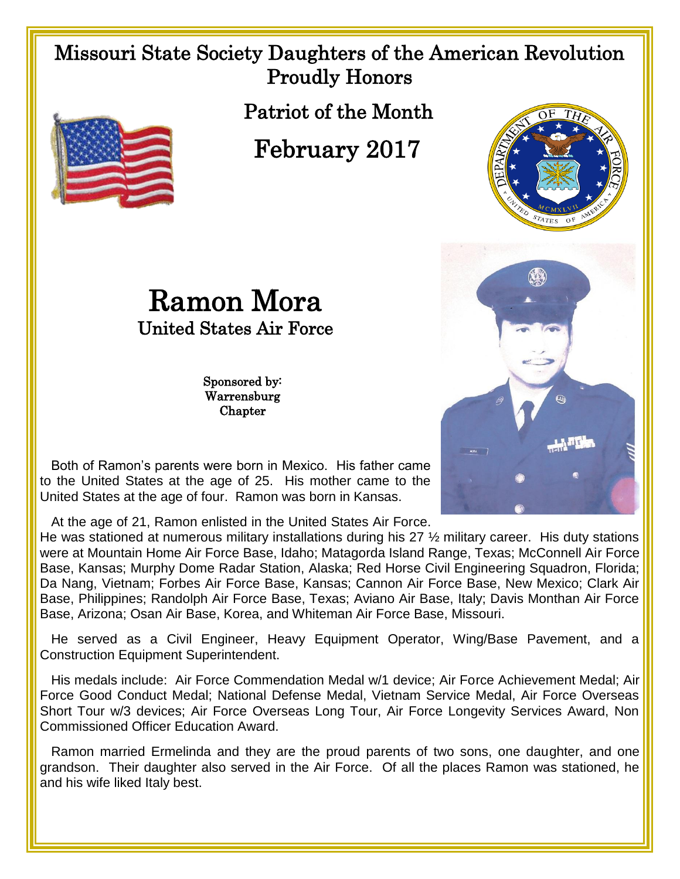# Missouri State Society Daughters of the American Revolution Proudly Honors

## Patriot of the Month

## February 2017

# Ramon Mora

## United States Air Force

Sponsored by:
Warrensburg
Chapter

Both of Ramon's parents were born in Mexico. His father came to the United States at the age of 25. His mother came to the United States at the age of four. Ramon was born in Kansas.

At the age of 21, Ramon enlisted in the United States Air Force. He was stationed at numerous military installations during his 27 ½ military career. His duty stations were at Mountain Home Air Force Base, Idaho; Matagorda Island Range, Texas; McConnell Air Force Base, Kansas; Murphy Dome Radar Station, Alaska; Red Horse Civil Engineering Squadron, Florida; Da Nang, Vietnam; Forbes Air Force Base, Kansas; Cannon Air Force Base, New Mexico; Clark Air Base, Philippines; Randolph Air Force Base, Texas; Aviano Air Base, Italy; Davis Monthan Air Force Base, Arizona; Osan Air Base, Korea, and Whiteman Air Force Base, Missouri.

He served as a Civil Engineer, Heavy Equipment Operator, Wing/Base Pavement, and a Construction Equipment Superintendent.

His medals include: Air Force Commendation Medal w/1 device; Air Force Achievement Medal; Air Force Good Conduct Medal; National Defense Medal, Vietnam Service Medal, Air Force Overseas Short Tour w/3 devices; Air Force Overseas Long Tour, Air Force Longevity Services Award, Non Commissioned Officer Education Award.

Ramon married Ermelinda and they are the proud parents of two sons, one daughter, and one grandson. Their daughter also served in the Air Force. Of all the places Ramon was stationed, he and his wife liked Italy best.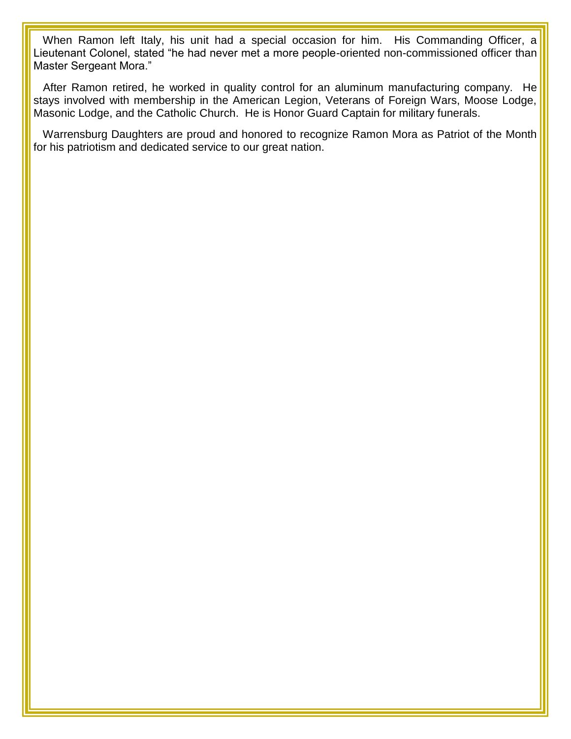When Ramon left Italy, his unit had a special occasion for him. His Commanding Officer, a Lieutenant Colonel, stated "he had never met a more people-oriented non-commissioned officer than Master Sergeant Mora."

After Ramon retired, he worked in quality control for an aluminum manufacturing company. He stays involved with membership in the American Legion, Veterans of Foreign Wars, Moose Lodge, Masonic Lodge, and the Catholic Church. He is Honor Guard Captain for military funerals.

Warrensburg Daughters are proud and honored to recognize Ramon Mora as Patriot of the Month for his patriotism and dedicated service to our great nation.